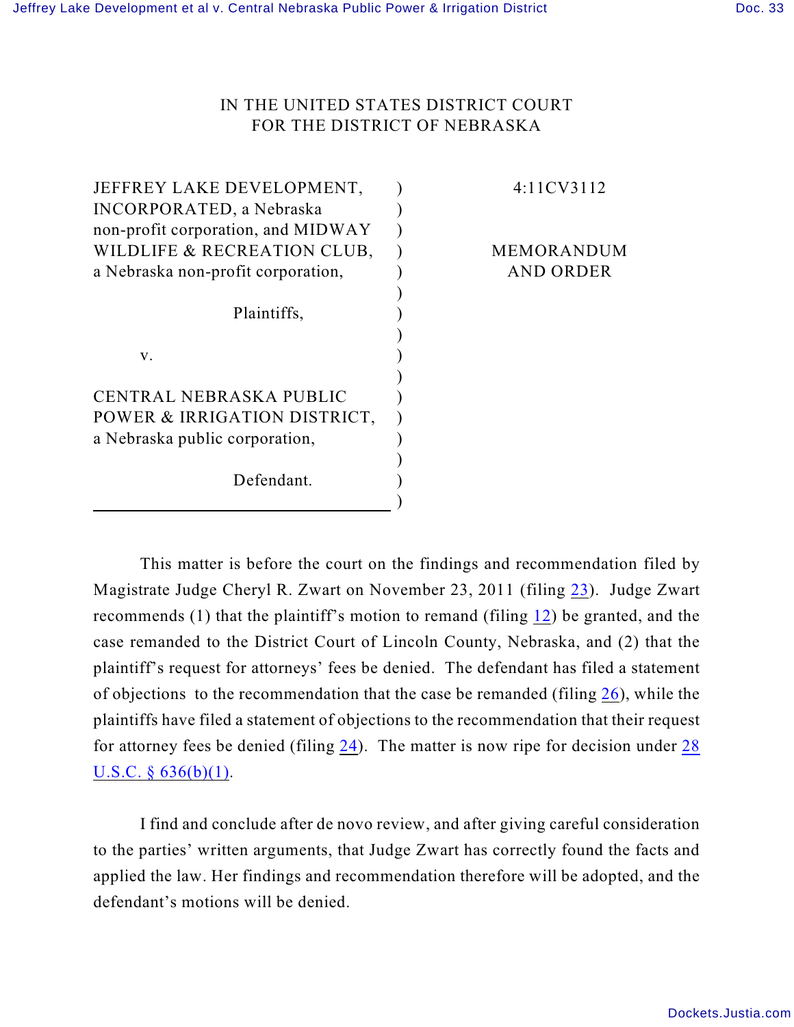IN THE UNITED STATES DISTRICT COURT
FOR THE DISTRICT OF NEBRASKA

| | | |
|---|---|---|
| JEFFREY LAKE DEVELOPMENT, INCORPORATED, a Nebraska non-profit corporation, and MIDWAY WILDLIFE & RECREATION CLUB, a Nebraska non-profit corporation, | ) | 4:11CV3112 |
| Plaintiffs, | ) | MEMORANDUM AND ORDER |
| v. | ) | |
| CENTRAL NEBRASKA PUBLIC POWER & IRRIGATION DISTRICT, a Nebraska public corporation, | ) | |
| Defendant. | ) | |

This matter is before the court on the findings and recommendation filed by Magistrate Judge Cheryl R. Zwart on November 23, 2011 (filing 23). Judge Zwart recommends (1) that the plaintiff's motion to remand (filing 12) be granted, and the case remanded to the District Court of Lincoln County, Nebraska, and (2) that the plaintiff's request for attorneys' fees be denied. The defendant has filed a statement of objections to the recommendation that the case be remanded (filing 26), while the plaintiffs have filed a statement of objections to the recommendation that their request for attorney fees be denied (filing 24). The matter is now ripe for decision under 28 U.S.C. § 636(b)(1).

I find and conclude after de novo review, and after giving careful consideration to the parties' written arguments, that Judge Zwart has correctly found the facts and applied the law. Her findings and recommendation therefore will be adopted, and the defendant's motions will be denied.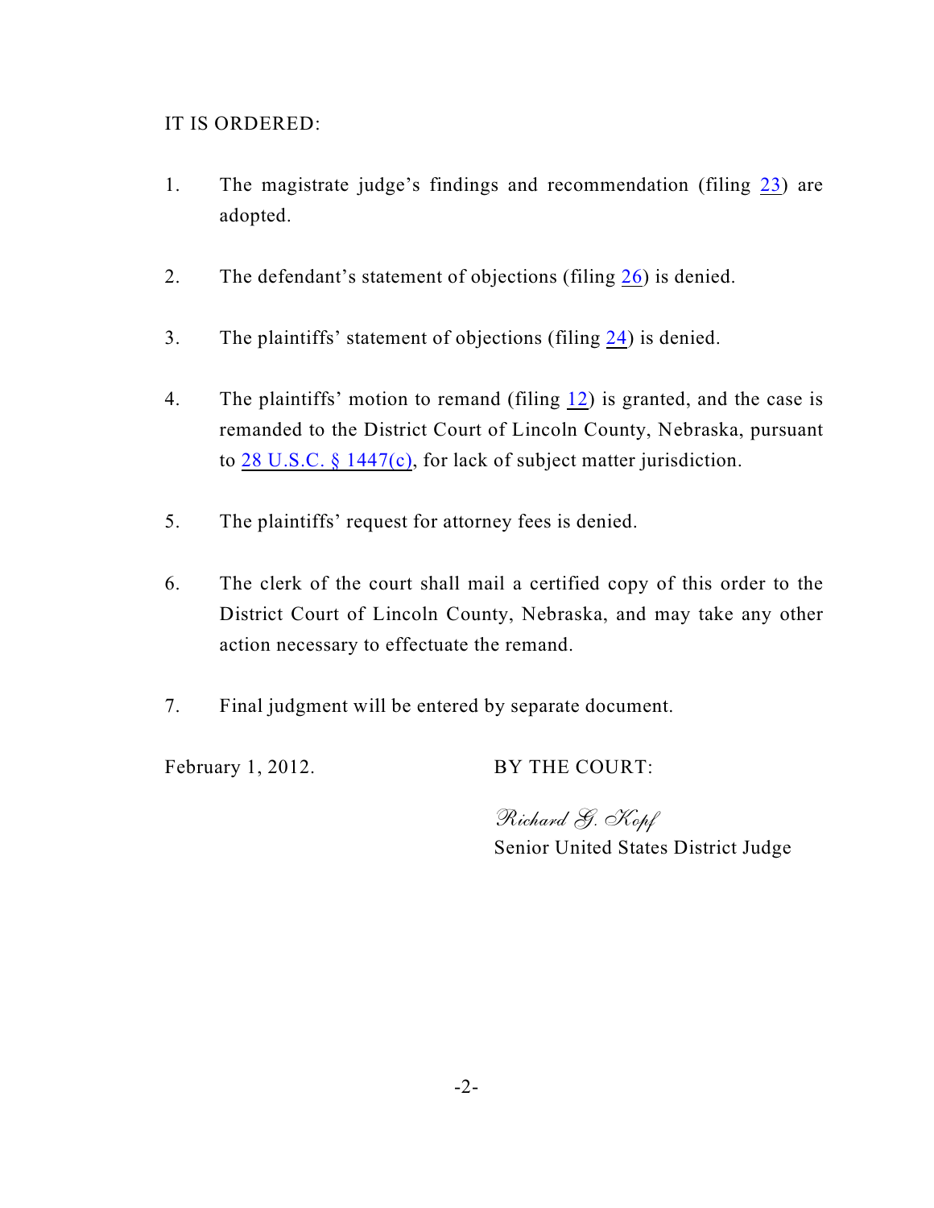IT IS ORDERED:

1. The magistrate judge's findings and recommendation (filing 23) are adopted.

2. The defendant's statement of objections (filing 26) is denied.

3. The plaintiffs' statement of objections (filing 24) is denied.

4. The plaintiffs' motion to remand (filing 12) is granted, and the case is remanded to the District Court of Lincoln County, Nebraska, pursuant to 28 U.S.C. § 1447(c), for lack of subject matter jurisdiction.

5. The plaintiffs' request for attorney fees is denied.

6. The clerk of the court shall mail a certified copy of this order to the District Court of Lincoln County, Nebraska, and may take any other action necessary to effectuate the remand.

7. Final judgment will be entered by separate document.

February 1, 2012.

BY THE COURT:

*Richard G. Kopf*
Senior United States District Judge